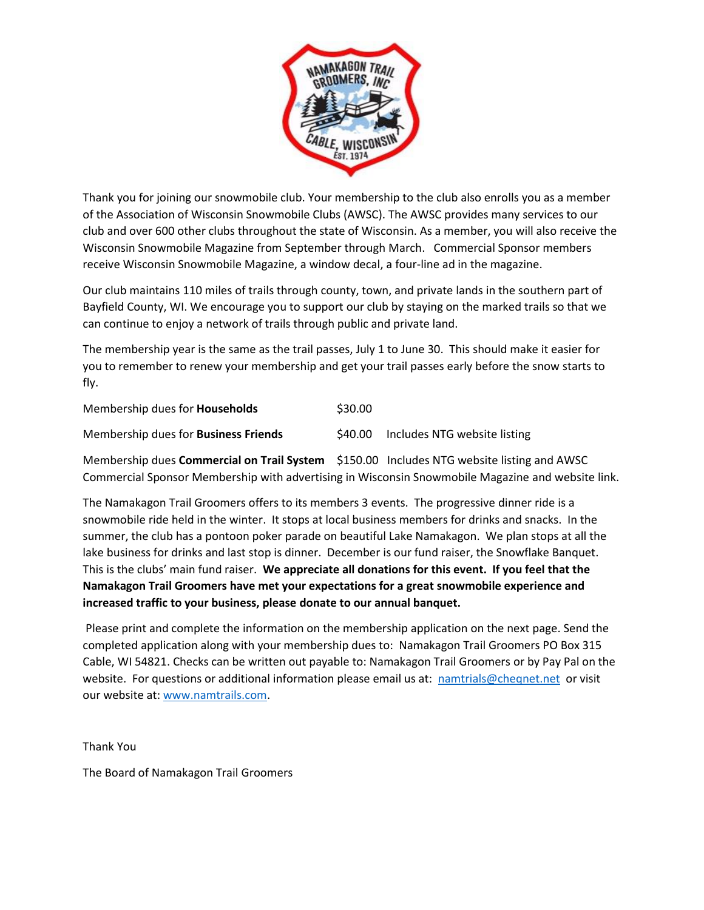Thank you for joining our snowmobile club. Your membership to the club also enrolls you as a member of the Association of Wisconsin Snowmobile Clubs (AWSC). The AWSC provides many services to our club and over 600 other clubs throughout the state of Wisconsin. As a member, you will also receive the Wisconsin Snowmobile Magazine from September through March. Commercial Sponsor members receive Wisconsin Snowmobile Magazine, a window decal, a four-line ad in the magazine.

Our club maintains 110 miles of trails through county, town, and private lands in the southern part of Bayfield County, WI. We encourage you to support our club by staying on the marked trails so that we can continue to enjoy a network of trails through public and private land.

The membership year is the same as the trail passes, July 1 to June 30. This should make it easier for you to remember to renew your membership and get your trail passes early before the snow starts to fly.

Membership dues for **Households** $30.00

Membership dues for **Business Friends** $40.00 Includes NTG website listing

Membership dues **Commercial on Trail System** $150.00 Includes NTG website listing and AWSC Commercial Sponsor Membership with advertising in Wisconsin Snowmobile Magazine and website link.

The Namakagon Trail Groomers offers to its members 3 events. The progressive dinner ride is a snowmobile ride held in the winter. It stops at local business members for drinks and snacks. In the summer, the club has a pontoon poker parade on beautiful Lake Namakagon. We plan stops at all the lake business for drinks and last stop is dinner. December is our fund raiser, the Snowflake Banquet. This is the clubs' main fund raiser. **We appreciate all donations for this event. If you feel that the Namakagon Trail Groomers have met your expectations for a great snowmobile experience and increased traffic to your business, please donate to our annual banquet.**

Please print and complete the information on the membership application on the next page. Send the completed application along with your membership dues to: Namakagon Trail Groomers PO Box 315 Cable, WI 54821. Checks can be written out payable to: Namakagon Trail Groomers or by Pay Pal on the website. For questions or additional information please email us at: namtrials@cheqnet.net or visit our website at: www.namtrails.com.

Thank You

The Board of Namakagon Trail Groomers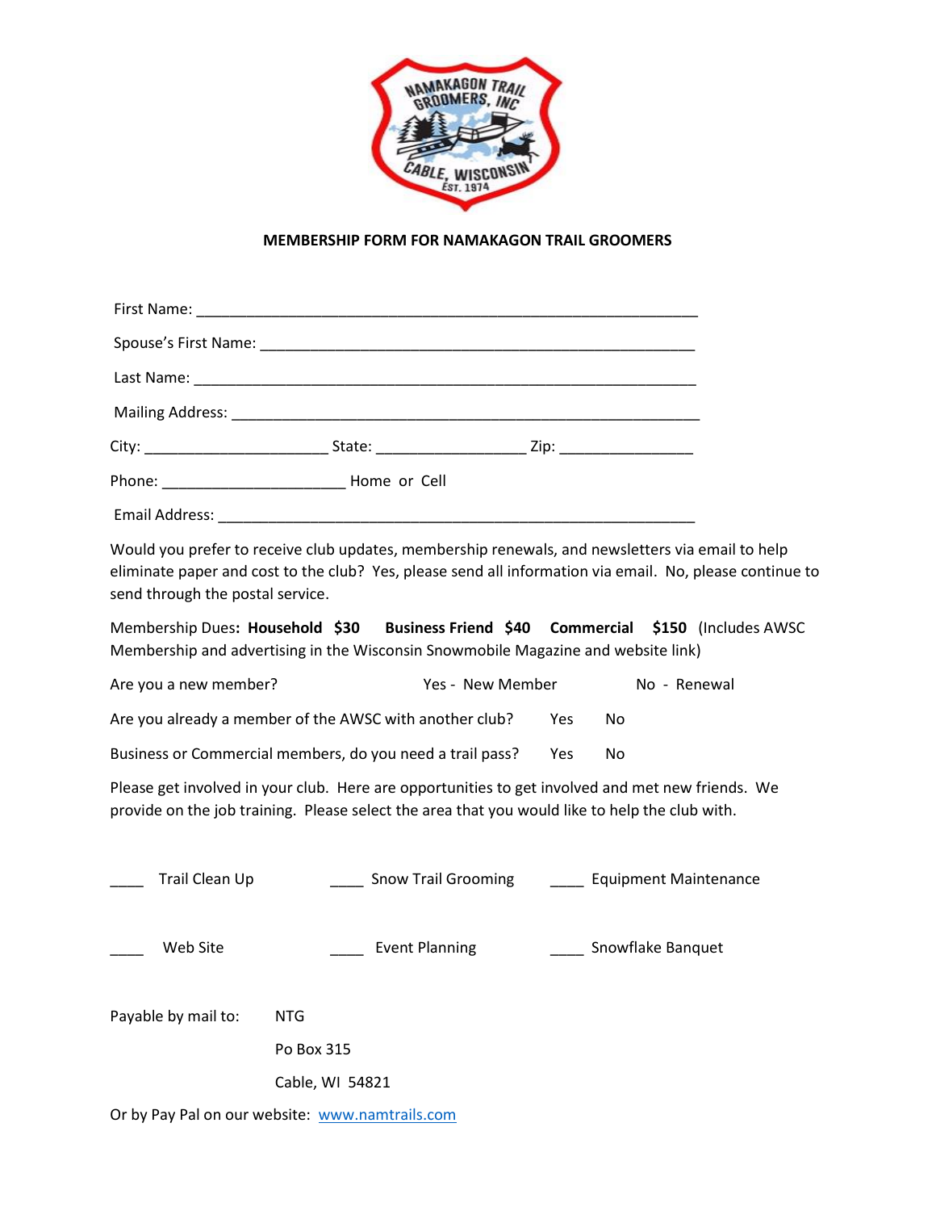**MEMBERSHIP FORM FOR NAMAKAGON TRAIL GROOMERS**

First Name: ____________________________________________________________

Spouse's First Name: _____________________________________________________

Last Name: ____________________________________________________________

Mailing Address: _________________________________________________________

City: _____________________ State: _________________ Zip: ________________

Phone: _____________________ Home or Cell

Email Address: ___________________________________________________________

Would you prefer to receive club updates, membership renewals, and newsletters via email to help eliminate paper and cost to the club? Yes, please send all information via email. No, please continue to send through the postal service.

Membership Dues**: Household $30 Business Friend $40 Commercial $150** (Includes AWSC Membership and advertising in the Wisconsin Snowmobile Magazine and website link)

Are you a new member? Yes - New Member No - Renewal

Are you already a member of the AWSC with another club? Yes No

Business or Commercial members, do you need a trail pass? Yes No

Please get involved in your club. Here are opportunities to get involved and met new friends. We provide on the job training. Please select the area that you would like to help the club with.

____ Trail Clean Up ____ Snow Trail Grooming ____ Equipment Maintenance

____ Web Site ____ Event Planning ____ Snowflake Banquet

Payable by mail to: NTG

Po Box 315

Cable, WI 54821

Or by Pay Pal on our website: www.namtrails.com